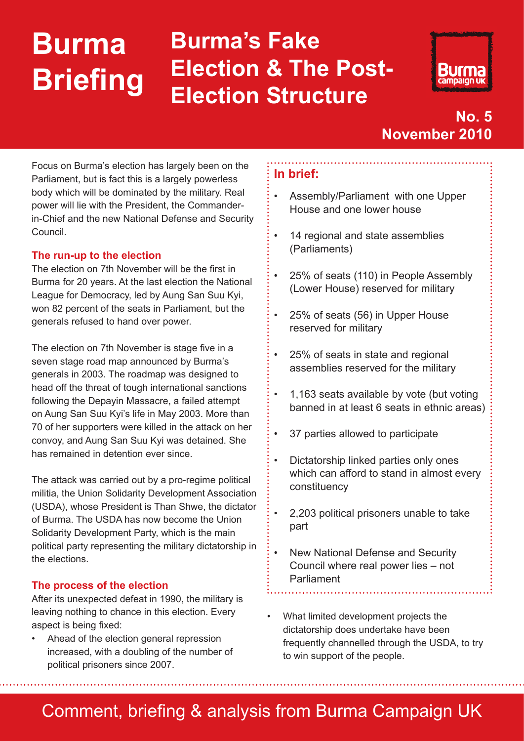# Burma Briefing

# Burma's Fake Election & The Post-Election Structure

Burma Campaign UK

**No. 5**
**November 2010**

Focus on Burma's election has largely been on the Parliament, but is fact this is a largely powerless body which will be dominated by the military. Real power will lie with the President, the Commander-in-Chief and the new National Defense and Security Council.

### The run-up to the election

The election on 7th November will be the first in Burma for 20 years. At the last election the National League for Democracy, led by Aung San Suu Kyi, won 82 percent of the seats in Parliament, but the generals refused to hand over power.

The election on 7th November is stage five in a seven stage road map announced by Burma's generals in 2003. The roadmap was designed to head off the threat of tough international sanctions following the Depayin Massacre, a failed attempt on Aung San Suu Kyi's life in May 2003. More than 70 of her supporters were killed in the attack on her convoy, and Aung San Suu Kyi was detained. She has remained in detention ever since.

The attack was carried out by a pro-regime political militia, the Union Solidarity Development Association (USDA), whose President is Than Shwe, the dictator of Burma. The USDA has now become the Union Solidarity Development Party, which is the main political party representing the military dictatorship in the elections.

### The process of the election

After its unexpected defeat in 1990, the military is leaving nothing to chance in this election. Every aspect is being fixed:

- Ahead of the election general repression increased, with a doubling of the number of political prisoners since 2007.
- What limited development projects the dictatorship does undertake have been frequently channelled through the USDA, to try to win support of the people.

### In brief:

- Assembly/Parliament with one Upper House and one lower house
- 14 regional and state assemblies (Parliaments)
- 25% of seats (110) in People Assembly (Lower House) reserved for military
- 25% of seats (56) in Upper House reserved for military
- 25% of seats in state and regional assemblies reserved for the military
- 1,163 seats available by vote (but voting banned in at least 6 seats in ethnic areas)
- 37 parties allowed to participate
- Dictatorship linked parties only ones which can afford to stand in almost every constituency
- 2,203 political prisoners unable to take part
- New National Defense and Security Council where real power lies – not Parliament

Comment, briefing & analysis from Burma Campaign UK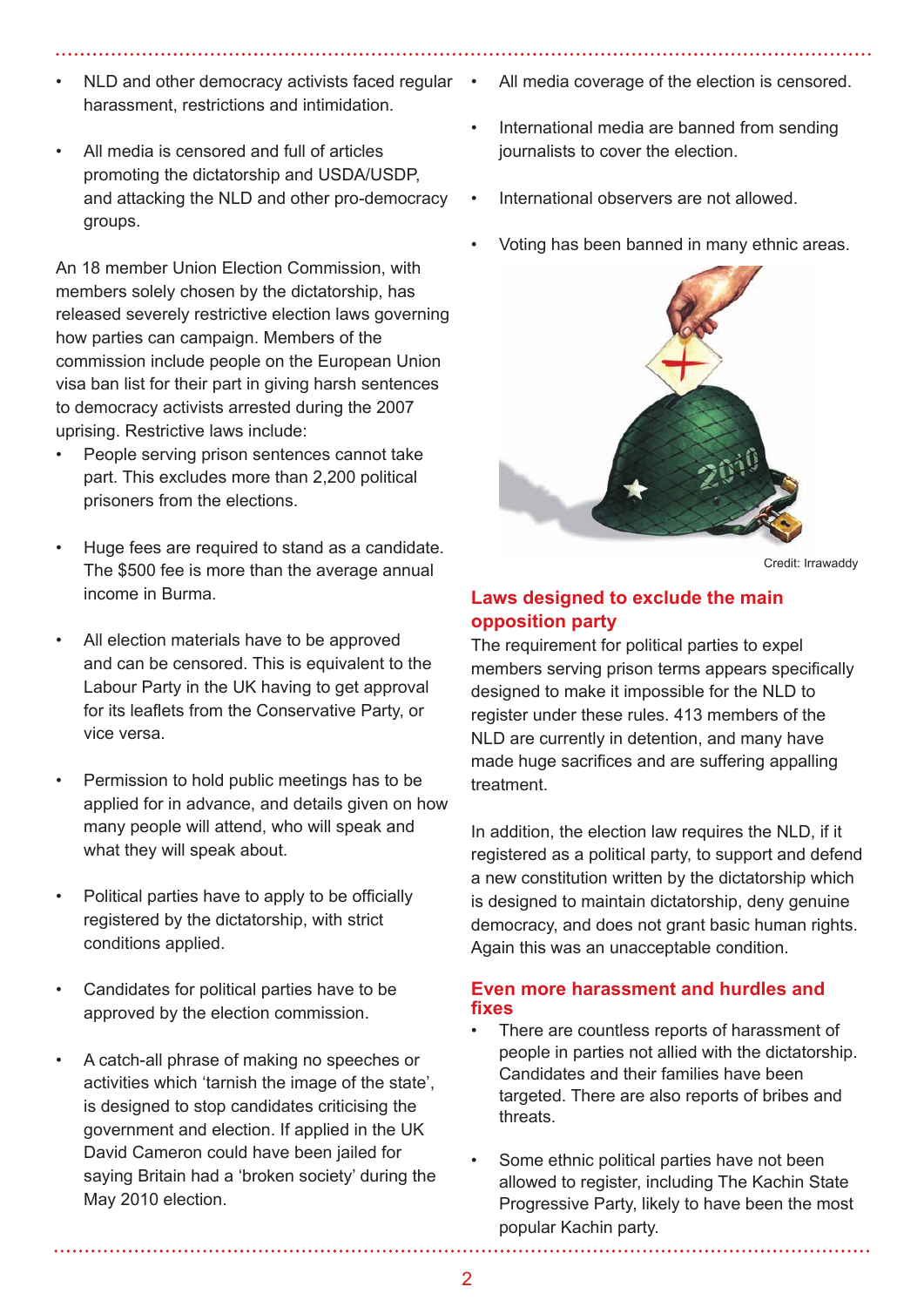- NLD and other democracy activists faced regular harassment, restrictions and intimidation.
- All media is censored and full of articles promoting the dictatorship and USDA/USDP, and attacking the NLD and other pro-democracy groups.

An 18 member Union Election Commission, with members solely chosen by the dictatorship, has released severely restrictive election laws governing how parties can campaign. Members of the commission include people on the European Union visa ban list for their part in giving harsh sentences to democracy activists arrested during the 2007 uprising. Restrictive laws include:

- People serving prison sentences cannot take part. This excludes more than 2,200 political prisoners from the elections.
- Huge fees are required to stand as a candidate. The $500 fee is more than the average annual income in Burma.
- All election materials have to be approved and can be censored. This is equivalent to the Labour Party in the UK having to get approval for its leaflets from the Conservative Party, or vice versa.
- Permission to hold public meetings has to be applied for in advance, and details given on how many people will attend, who will speak and what they will speak about.
- Political parties have to apply to be officially registered by the dictatorship, with strict conditions applied.
- Candidates for political parties have to be approved by the election commission.
- A catch-all phrase of making no speeches or activities which 'tarnish the image of the state', is designed to stop candidates criticising the government and election. If applied in the UK David Cameron could have been jailed for saying Britain had a 'broken society' during the May 2010 election.
- All media coverage of the election is censored.
- International media are banned from sending journalists to cover the election.
- International observers are not allowed.
- Voting has been banned in many ethnic areas.

Credit: Irrawaddy

## Laws designed to exclude the main opposition party

The requirement for political parties to expel members serving prison terms appears specifically designed to make it impossible for the NLD to register under these rules. 413 members of the NLD are currently in detention, and many have made huge sacrifices and are suffering appalling treatment.

In addition, the election law requires the NLD, if it registered as a political party, to support and defend a new constitution written by the dictatorship which is designed to maintain dictatorship, deny genuine democracy, and does not grant basic human rights. Again this was an unacceptable condition.

## Even more harassment and hurdles and fixes

- There are countless reports of harassment of people in parties not allied with the dictatorship. Candidates and their families have been targeted. There are also reports of bribes and threats.
- Some ethnic political parties have not been allowed to register, including The Kachin State Progressive Party, likely to have been the most popular Kachin party.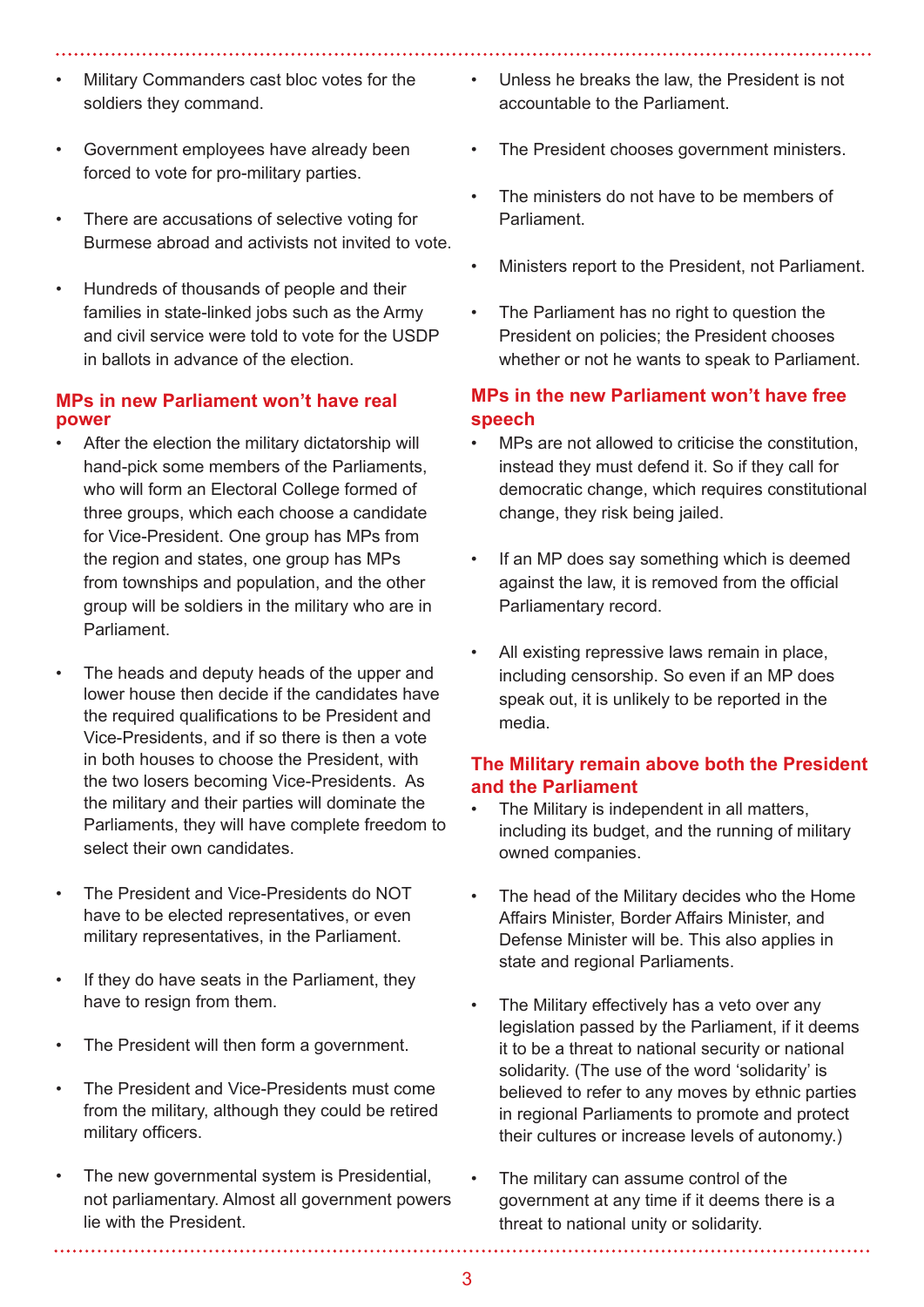- Military Commanders cast bloc votes for the soldiers they command.

- Government employees have already been forced to vote for pro-military parties.

- There are accusations of selective voting for Burmese abroad and activists not invited to vote.

- Hundreds of thousands of people and their families in state-linked jobs such as the Army and civil service were told to vote for the USDP in ballots in advance of the election.

## MPs in new Parliament won't have real power

- After the election the military dictatorship will hand-pick some members of the Parliaments, who will form an Electoral College formed of three groups, which each choose a candidate for Vice-President. One group has MPs from the region and states, one group has MPs from townships and population, and the other group will be soldiers in the military who are in Parliament.

- The heads and deputy heads of the upper and lower house then decide if the candidates have the required qualifications to be President and Vice-Presidents, and if so there is then a vote in both houses to choose the President, with the two losers becoming Vice-Presidents. As the military and their parties will dominate the Parliaments, they will have complete freedom to select their own candidates.

- The President and Vice-Presidents do NOT have to be elected representatives, or even military representatives, in the Parliament.

- If they do have seats in the Parliament, they have to resign from them.

- The President will then form a government.

- The President and Vice-Presidents must come from the military, although they could be retired military officers.

- The new governmental system is Presidential, not parliamentary. Almost all government powers lie with the President.

- Unless he breaks the law, the President is not accountable to the Parliament.

- The President chooses government ministers.

- The ministers do not have to be members of Parliament.

- Ministers report to the President, not Parliament.

- The Parliament has no right to question the President on policies; the President chooses whether or not he wants to speak to Parliament.

## MPs in the new Parliament won't have free speech

- MPs are not allowed to criticise the constitution, instead they must defend it. So if they call for democratic change, which requires constitutional change, they risk being jailed.

- If an MP does say something which is deemed against the law, it is removed from the official Parliamentary record.

- All existing repressive laws remain in place, including censorship. So even if an MP does speak out, it is unlikely to be reported in the media.

## The Military remain above both the President and the Parliament

- The Military is independent in all matters, including its budget, and the running of military owned companies.

- The head of the Military decides who the Home Affairs Minister, Border Affairs Minister, and Defense Minister will be. This also applies in state and regional Parliaments.

- The Military effectively has a veto over any legislation passed by the Parliament, if it deems it to be a threat to national security or national solidarity. (The use of the word 'solidarity' is believed to refer to any moves by ethnic parties in regional Parliaments to promote and protect their cultures or increase levels of autonomy.)

- The military can assume control of the government at any time if it deems there is a threat to national unity or solidarity.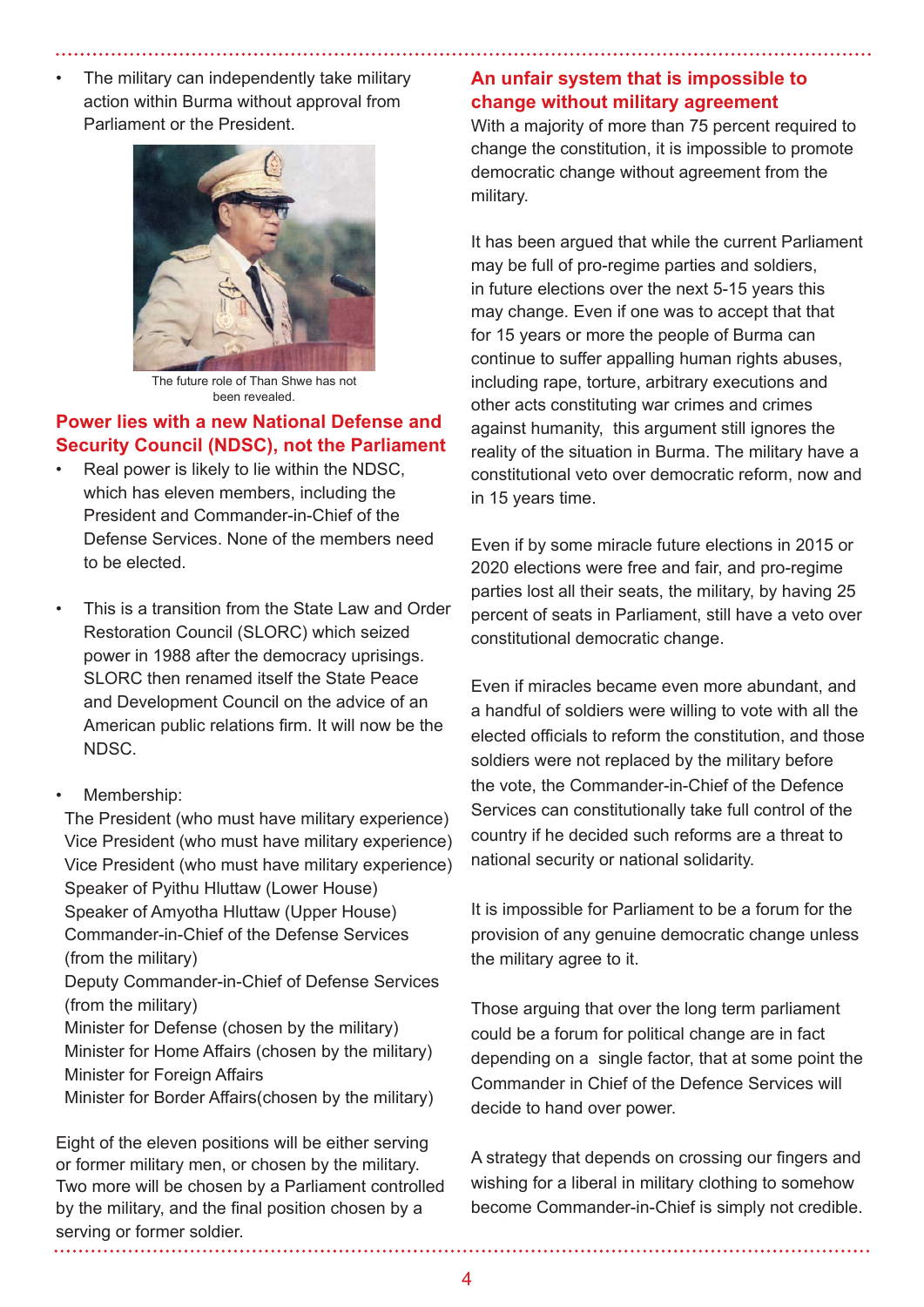- The military can independently take military action within Burma without approval from Parliament or the President.

The future role of Than Shwe has not been revealed.

## Power lies with a new National Defense and Security Council (NDSC), not the Parliament

- Real power is likely to lie within the NDSC, which has eleven members, including the President and Commander-in-Chief of the Defense Services. None of the members need to be elected.
- This is a transition from the State Law and Order Restoration Council (SLORC) which seized power in 1988 after the democracy uprisings. SLORC then renamed itself the State Peace and Development Council on the advice of an American public relations firm. It will now be the NDSC.
- Membership:

The President (who must have military experience)
Vice President (who must have military experience)
Vice President (who must have military experience)
Speaker of Pyithu Hluttaw (Lower House)
Speaker of Amyotha Hluttaw (Upper House)
Commander-in-Chief of the Defense Services (from the military)
Deputy Commander-in-Chief of Defense Services (from the military)
Minister for Defense (chosen by the military)
Minister for Home Affairs (chosen by the military)
Minister for Foreign Affairs
Minister for Border Affairs(chosen by the military)

Eight of the eleven positions will be either serving or former military men, or chosen by the military. Two more will be chosen by a Parliament controlled by the military, and the final position chosen by a serving or former soldier.

## An unfair system that is impossible to change without military agreement

With a majority of more than 75 percent required to change the constitution, it is impossible to promote democratic change without agreement from the military.

It has been argued that while the current Parliament may be full of pro-regime parties and soldiers, in future elections over the next 5-15 years this may change. Even if one was to accept that that for 15 years or more the people of Burma can continue to suffer appalling human rights abuses, including rape, torture, arbitrary executions and other acts constituting war crimes and crimes against humanity, this argument still ignores the reality of the situation in Burma. The military have a constitutional veto over democratic reform, now and in 15 years time.

Even if by some miracle future elections in 2015 or 2020 elections were free and fair, and pro-regime parties lost all their seats, the military, by having 25 percent of seats in Parliament, still have a veto over constitutional democratic change.

Even if miracles became even more abundant, and a handful of soldiers were willing to vote with all the elected officials to reform the constitution, and those soldiers were not replaced by the military before the vote, the Commander-in-Chief of the Defence Services can constitutionally take full control of the country if he decided such reforms are a threat to national security or national solidarity.

It is impossible for Parliament to be a forum for the provision of any genuine democratic change unless the military agree to it.

Those arguing that over the long term parliament could be a forum for political change are in fact depending on a single factor, that at some point the Commander in Chief of the Defence Services will decide to hand over power.

A strategy that depends on crossing our fingers and wishing for a liberal in military clothing to somehow become Commander-in-Chief is simply not credible.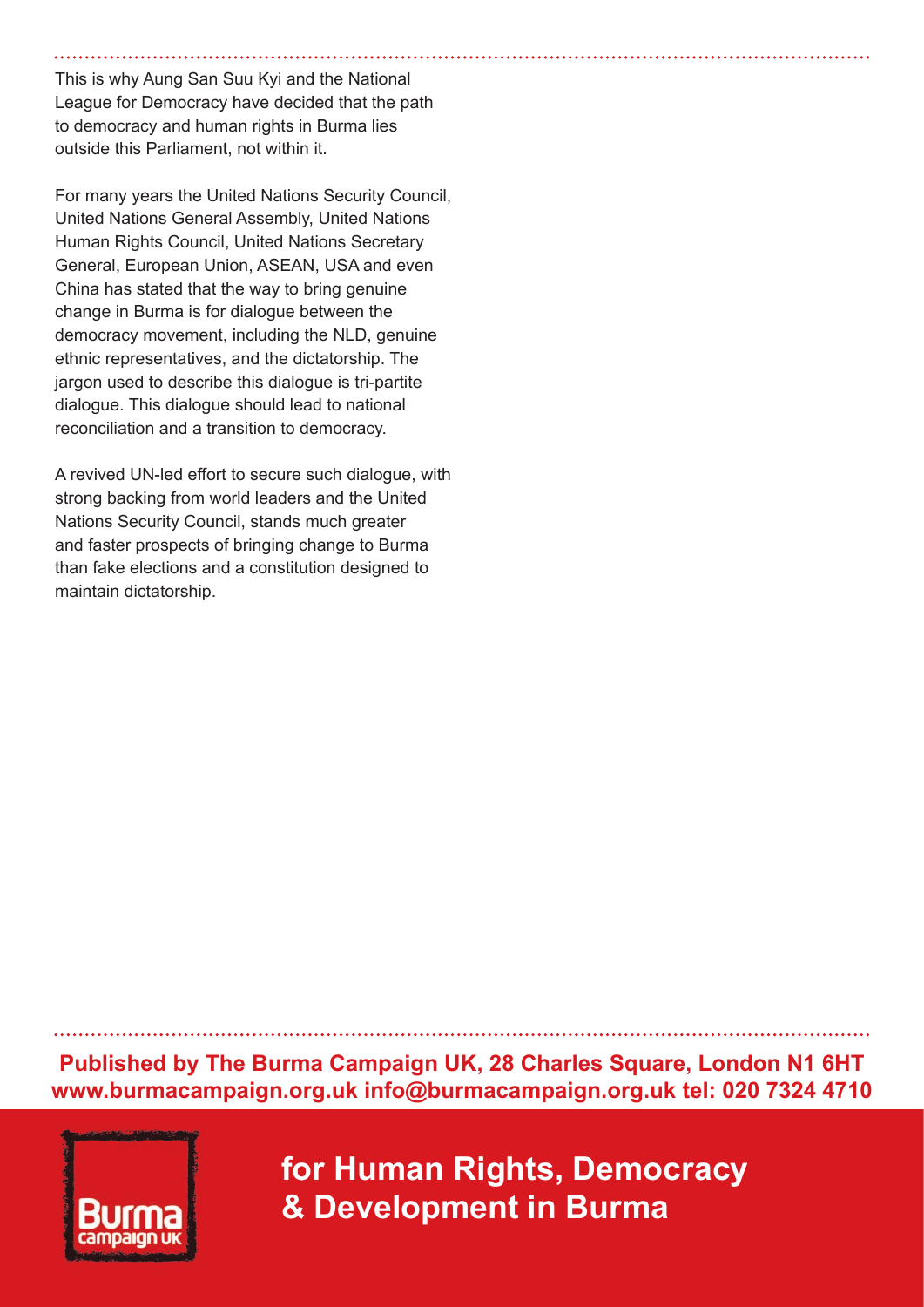This is why Aung San Suu Kyi and the National League for Democracy have decided that the path to democracy and human rights in Burma lies outside this Parliament, not within it.

For many years the United Nations Security Council, United Nations General Assembly, United Nations Human Rights Council, United Nations Secretary General, European Union, ASEAN, USA and even China has stated that the way to bring genuine change in Burma is for dialogue between the democracy movement, including the NLD, genuine ethnic representatives, and the dictatorship. The jargon used to describe this dialogue is tri-partite dialogue. This dialogue should lead to national reconciliation and a transition to democracy.

A revived UN-led effort to secure such dialogue, with strong backing from world leaders and the United Nations Security Council, stands much greater and faster prospects of bringing change to Burma than fake elections and a constitution designed to maintain dictatorship.

**Published by The Burma Campaign UK, 28 Charles Square, London N1 6HT**
**www.burmacampaign.org.uk info@burmacampaign.org.uk tel: 020 7324 4710**

Burma campaign UK

**for Human Rights, Democracy & Development in Burma**